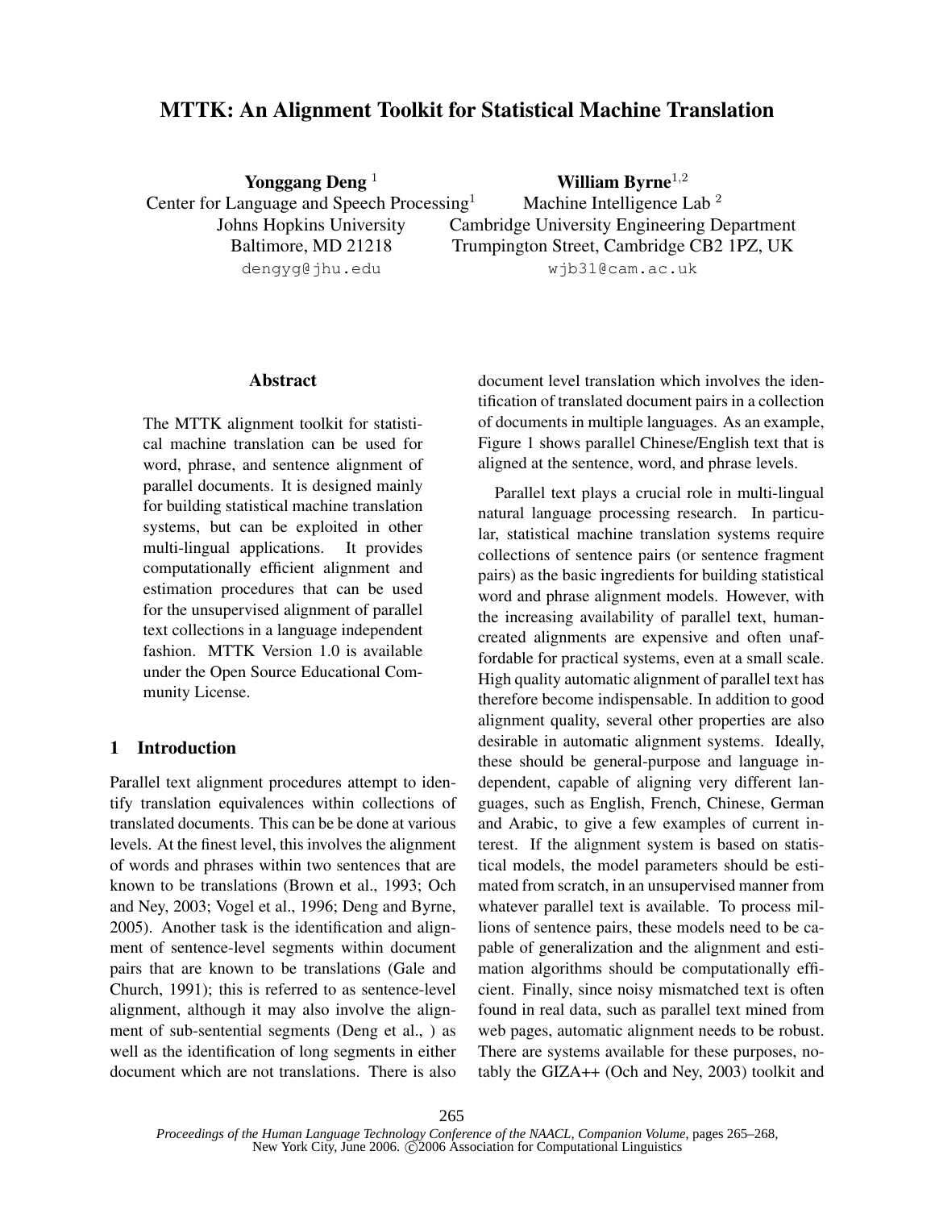# MTTK: An Alignment Toolkit for Statistical Machine Translation

**Yonggang Deng** [1]
Center for Language and Speech Processing[1]
Johns Hopkins University
Baltimore, MD 21218
dengyg@jhu.edu

**William Byrne**[1,2]
Machine Intelligence Lab [2]
Cambridge University Engineering Department
Trumpington Street, Cambridge CB2 1PZ, UK
wjb31@cam.ac.uk

## Abstract

The MTTK alignment toolkit for statistical machine translation can be used for word, phrase, and sentence alignment of parallel documents. It is designed mainly for building statistical machine translation systems, but can be exploited in other multi-lingual applications. It provides computationally efficient alignment and estimation procedures that can be used for the unsupervised alignment of parallel text collections in a language independent fashion. MTTK Version 1.0 is available under the Open Source Educational Community License.

## 1 Introduction

Parallel text alignment procedures attempt to identify translation equivalences within collections of translated documents. This can be be done at various levels. At the finest level, this involves the alignment of words and phrases within two sentences that are known to be translations (Brown et al., 1993; Och and Ney, 2003; Vogel et al., 1996; Deng and Byrne, 2005). Another task is the identification and alignment of sentence-level segments within document pairs that are known to be translations (Gale and Church, 1991); this is referred to as sentence-level alignment, although it may also involve the alignment of sub-sentential segments (Deng et al., ) as well as the identification of long segments in either document which are not translations. There is also document level translation which involves the identification of translated document pairs in a collection of documents in multiple languages. As an example, Figure 1 shows parallel Chinese/English text that is aligned at the sentence, word, and phrase levels.

Parallel text plays a crucial role in multi-lingual natural language processing research. In particular, statistical machine translation systems require collections of sentence pairs (or sentence fragment pairs) as the basic ingredients for building statistical word and phrase alignment models. However, with the increasing availability of parallel text, human-created alignments are expensive and often unaffordable for practical systems, even at a small scale. High quality automatic alignment of parallel text has therefore become indispensable. In addition to good alignment quality, several other properties are also desirable in automatic alignment systems. Ideally, these should be general-purpose and language independent, capable of aligning very different languages, such as English, French, Chinese, German and Arabic, to give a few examples of current interest. If the alignment system is based on statistical models, the model parameters should be estimated from scratch, in an unsupervised manner from whatever parallel text is available. To process millions of sentence pairs, these models need to be capable of generalization and the alignment and estimation algorithms should be computationally efficient. Finally, since noisy mismatched text is often found in real data, such as parallel text mined from web pages, automatic alignment needs to be robust. There are systems available for these purposes, notably the GIZA++ (Och and Ney, 2003) toolkit and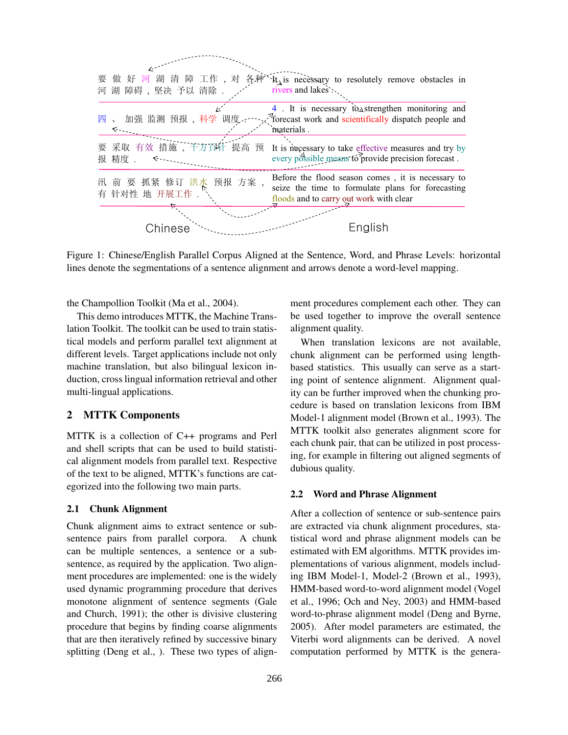| Chinese | English |
|---|---|
| 要 做 好 河 湖 清 障 工作 , 对 各种 河 湖 障碍 , 坚决 予以 清除 . | It is necessary to resolutely remove obstacles in rivers and lakes . |
| 四 、 加强 监测 预报 , 科学 调度 | 4 . It is necessary to strengthen monitoring and forecast work and scientifically dispatch people and materials . |
| 要 采取 有效 措施 , 千方百计 提高 预 报 精度 . | It is necessary to take effective measures and try by every possible means to provide precision forecast . |
| 汛 前 要 抓紧 修订 洪水 预报 方案 , 有 针对性 地 开展工作 . | Before the flood season comes , it is necessary to seize the time to formulate plans for forecasting floods and to carry out work with clear |

Figure 1: Chinese/English Parallel Corpus Aligned at the Sentence, Word, and Phrase Levels: horizontal lines denote the segmentations of a sentence alignment and arrows denote a word-level mapping.

the Champollion Toolkit (Ma et al., 2004).

This demo introduces MTTK, the Machine Translation Toolkit. The toolkit can be used to train statistical models and perform parallel text alignment at different levels. Target applications include not only machine translation, but also bilingual lexicon induction, cross lingual information retrieval and other multi-lingual applications.

## 2 MTTK Components

MTTK is a collection of C++ programs and Perl and shell scripts that can be used to build statistical alignment models from parallel text. Respective of the text to be aligned, MTTK's functions are categorized into the following two main parts.

### 2.1 Chunk Alignment

Chunk alignment aims to extract sentence or sub-sentence pairs from parallel corpora. A chunk can be multiple sentences, a sentence or a sub-sentence, as required by the application. Two alignment procedures are implemented: one is the widely used dynamic programming procedure that derives monotone alignment of sentence segments (Gale and Church, 1991); the other is divisive clustering procedure that begins by finding coarse alignments that are then iteratively refined by successive binary splitting (Deng et al., ). These two types of alignment procedures complement each other. They can be used together to improve the overall sentence alignment quality.

When translation lexicons are not available, chunk alignment can be performed using length-based statistics. This usually can serve as a starting point of sentence alignment. Alignment quality can be further improved when the chunking procedure is based on translation lexicons from IBM Model-1 alignment model (Brown et al., 1993). The MTTK toolkit also generates alignment score for each chunk pair, that can be utilized in post processing, for example in filtering out aligned segments of dubious quality.

### 2.2 Word and Phrase Alignment

After a collection of sentence or sub-sentence pairs are extracted via chunk alignment procedures, statistical word and phrase alignment models can be estimated with EM algorithms. MTTK provides implementations of various alignment, models including IBM Model-1, Model-2 (Brown et al., 1993), HMM-based word-to-word alignment model (Vogel et al., 1996; Och and Ney, 2003) and HMM-based word-to-phrase alignment model (Deng and Byrne, 2005). After model parameters are estimated, the Viterbi word alignments can be derived. A novel computation performed by MTTK is the genera-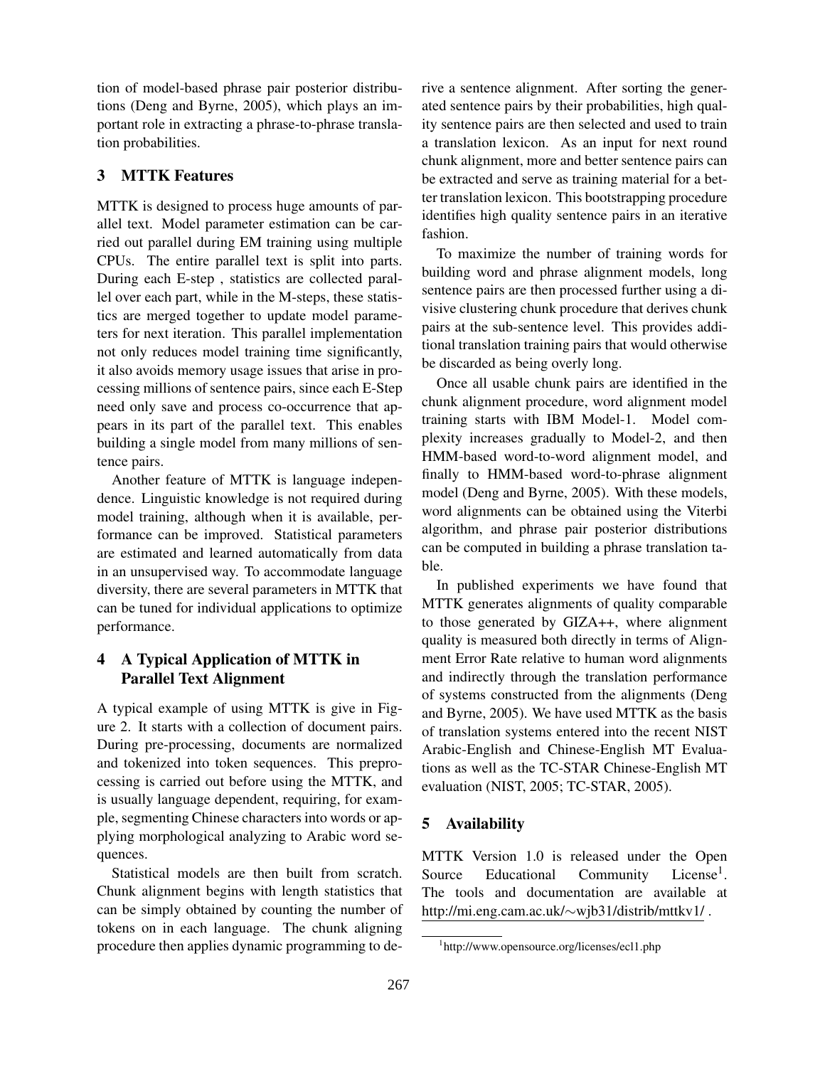tion of model-based phrase pair posterior distributions (Deng and Byrne, 2005), which plays an important role in extracting a phrase-to-phrase translation probabilities.

## 3 MTTK Features

MTTK is designed to process huge amounts of parallel text. Model parameter estimation can be carried out parallel during EM training using multiple CPUs. The entire parallel text is split into parts. During each E-step , statistics are collected parallel over each part, while in the M-steps, these statistics are merged together to update model parameters for next iteration. This parallel implementation not only reduces model training time significantly, it also avoids memory usage issues that arise in processing millions of sentence pairs, since each E-Step need only save and process co-occurrence that appears in its part of the parallel text. This enables building a single model from many millions of sentence pairs.

Another feature of MTTK is language independence. Linguistic knowledge is not required during model training, although when it is available, performance can be improved. Statistical parameters are estimated and learned automatically from data in an unsupervised way. To accommodate language diversity, there are several parameters in MTTK that can be tuned for individual applications to optimize performance.

## 4 A Typical Application of MTTK in Parallel Text Alignment

A typical example of using MTTK is give in Figure 2. It starts with a collection of document pairs. During pre-processing, documents are normalized and tokenized into token sequences. This preprocessing is carried out before using the MTTK, and is usually language dependent, requiring, for example, segmenting Chinese characters into words or applying morphological analyzing to Arabic word sequences.

Statistical models are then built from scratch. Chunk alignment begins with length statistics that can be simply obtained by counting the number of tokens on in each language. The chunk aligning procedure then applies dynamic programming to derive a sentence alignment. After sorting the generated sentence pairs by their probabilities, high quality sentence pairs are then selected and used to train a translation lexicon. As an input for next round chunk alignment, more and better sentence pairs can be extracted and serve as training material for a better translation lexicon. This bootstrapping procedure identifies high quality sentence pairs in an iterative fashion.

To maximize the number of training words for building word and phrase alignment models, long sentence pairs are then processed further using a divisive clustering chunk procedure that derives chunk pairs at the sub-sentence level. This provides additional translation training pairs that would otherwise be discarded as being overly long.

Once all usable chunk pairs are identified in the chunk alignment procedure, word alignment model training starts with IBM Model-1. Model complexity increases gradually to Model-2, and then HMM-based word-to-word alignment model, and finally to HMM-based word-to-phrase alignment model (Deng and Byrne, 2005). With these models, word alignments can be obtained using the Viterbi algorithm, and phrase pair posterior distributions can be computed in building a phrase translation table.

In published experiments we have found that MTTK generates alignments of quality comparable to those generated by GIZA++, where alignment quality is measured both directly in terms of Alignment Error Rate relative to human word alignments and indirectly through the translation performance of systems constructed from the alignments (Deng and Byrne, 2005). We have used MTTK as the basis of translation systems entered into the recent NIST Arabic-English and Chinese-English MT Evaluations as well as the TC-STAR Chinese-English MT evaluation (NIST, 2005; TC-STAR, 2005).

## 5 Availability

MTTK Version 1.0 is released under the Open Source Educational Community License[1]. The tools and documentation are available at http://mi.eng.cam.ac.uk/∼wjb31/distrib/mttkv1/ .

[1] http://www.opensource.org/licenses/ecl1.php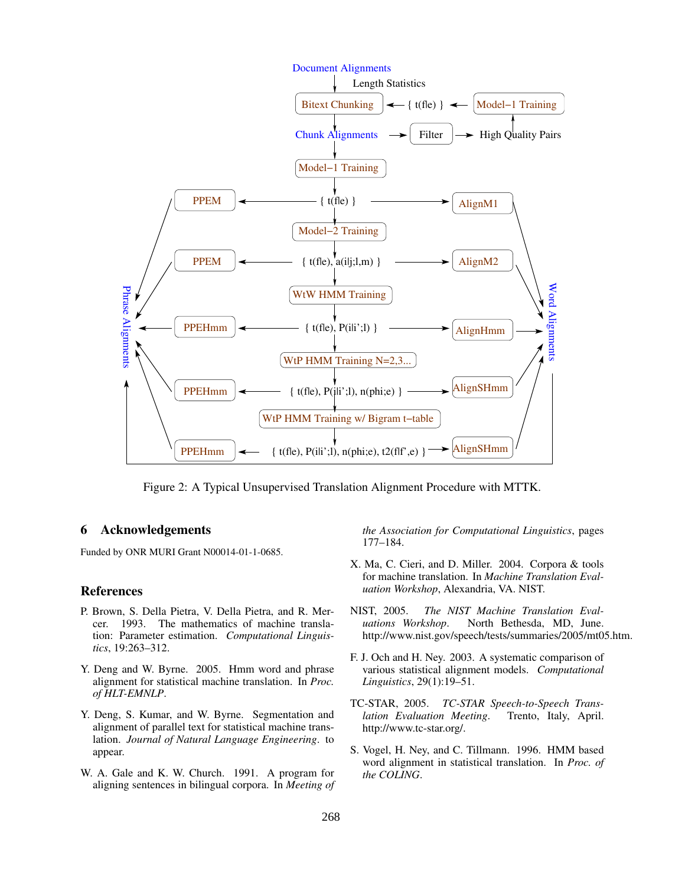Document Alignments

Length Statistics

Bitext Chunking

{ t(fle) }

Model−1 Training

Chunk Alignments

Filter

High Quality Pairs

Model−1 Training

PPEM

{ t(fle) }

AlignM1

Model−2 Training

PPEM

{ t(fle), a(i|j;l,m) }

AlignM2

WtW HMM Training

Phrase Alignments

PPEHmm

{ t(fle), P(i|i';l) }

AlignHmm

Word Alignments

WtP HMM Training N=2,3...

PPEHmm

{ t(fle), P(i|i';l), n(phi;e) }

AlignSHmm

WtP HMM Training w/ Bigram t−table

PPEHmm

{ t(fle), P(i|i';l), n(phi;e), t2(f|f',e) }

AlignSHmm

Figure 2: A Typical Unsupervised Translation Alignment Procedure with MTTK.

## 6 Acknowledgements

Funded by ONR MURI Grant N00014-01-1-0685.

## References

P. Brown, S. Della Pietra, V. Della Pietra, and R. Mercer. 1993. The mathematics of machine translation: Parameter estimation. *Computational Linguistics*, 19:263–312.

Y. Deng and W. Byrne. 2005. Hmm word and phrase alignment for statistical machine translation. In *Proc. of HLT-EMNLP*.

Y. Deng, S. Kumar, and W. Byrne. Segmentation and alignment of parallel text for statistical machine translation. *Journal of Natural Language Engineering*. to appear.

W. A. Gale and K. W. Church. 1991. A program for aligning sentences in bilingual corpora. In *Meeting of the Association for Computational Linguistics*, pages 177–184.

X. Ma, C. Cieri, and D. Miller. 2004. Corpora & tools for machine translation. In *Machine Translation Evaluation Workshop*, Alexandria, VA. NIST.

NIST, 2005. *The NIST Machine Translation Evaluations Workshop*. North Bethesda, MD, June. http://www.nist.gov/speech/tests/summaries/2005/mt05.htm.

F. J. Och and H. Ney. 2003. A systematic comparison of various statistical alignment models. *Computational Linguistics*, 29(1):19–51.

TC-STAR, 2005. *TC-STAR Speech-to-Speech Translation Evaluation Meeting*. Trento, Italy, April. http://www.tc-star.org/.

S. Vogel, H. Ney, and C. Tillmann. 1996. HMM based word alignment in statistical translation. In *Proc. of the COLING*.